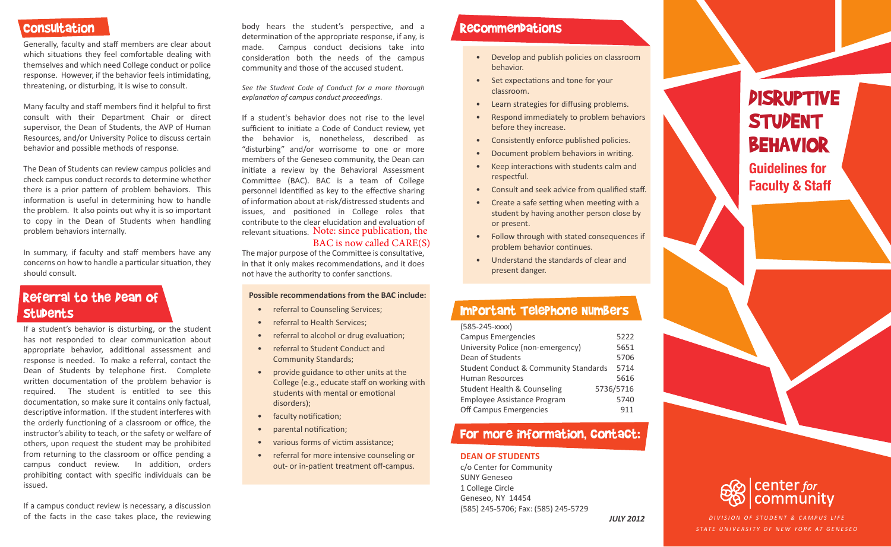## Consultation

Generally, faculty and staff members are clear about which situations they feel comfortable dealing with themselves and which need College conduct or police response. However, if the behavior feels intimidating, threatening, or disturbing, it is wise to consult.

Many faculty and staff members find it helpful to first consult with their Department Chair or direct supervisor, the Dean of Students, the AVP of Human Resources, and/or University Police to discuss certain behavior and possible methods of response.

The Dean of Students can review campus policies and check campus conduct records to determine whether there is a prior pattern of problem behaviors. This information is useful in determining how to handle the problem. It also points out why it is so important to copy in the Dean of Students when handling problem behaviors internally.

In summary, if faculty and staff members have any concerns on how to handle a particular situation, they should consult.

## Referral to the Dean of Students

If a student's behavior is disturbing, or the student has not responded to clear communication about appropriate behavior, additional assessment and response is needed. To make a referral, contact the Dean of Students by telephone first. Complete written documentation of the problem behavior is required. The student is entitled to see this documentation, so make sure it contains only factual, descriptive information. If the student interferes with the orderly functioning of a classroom or office, the instructor's ability to teach, or the safety or welfare of others, upon request the student may be prohibited from returning to the classroom or office pending a campus conduct review. In addition, orders prohibiting contact with specific individuals can be issued.

If a campus conduct review is necessary, a discussion of the facts in the case takes place, the reviewing body hears the student's perspective, and a determination of the appropriate response, if any, is made. Campus conduct decisions take into consideration both the needs of the campus community and those of the accused student.

*See the Student Code of Conduct for a more thorough explanation of campus conduct proceedings.*

If a student's behavior does not rise to the level sufficient to initiate a Code of Conduct review, yet the behavior is, nonetheless, described as "disturbing" and/or worrisome to one or more members of the Geneseo community, the Dean can initiate a review by the Behavioral Assessment Committee (BAC). BAC is a team of College personnel identified as key to the effective sharing of information about at-risk/distressed students and issues, and positioned in College roles that contribute to the clear elucidation and evaluation of relevant situations. Note: since publication, the BAC is now called CARE(S)

The major purpose of the Committee is consultative, in that it only makes recommendations, and it does not have the authority to confer sanctions.

**Possible recommendations from the BAC include:**

- referral to Counseling Services;
- referral to Health Services;
- referral to alcohol or drug evaluation;
- referral to Student Conduct and Community Standards;
- provide guidance to other units at the College (e.g., educate staff on working with students with mental or emotional disorders);
- faculty notification;
- parental notification;
- various forms of victim assistance;
- referral for more intensive counseling or out- or in-patient treatment off-campus.

## Recommendations

- Develop and publish policies on classroom behavior.
- Set expectations and tone for your classroom.
- Learn strategies for diffusing problems.
- Respond immediately to problem behaviors before they increase.
- Consistently enforce published policies.
- Document problem behaviors in writing.
- Keep interactions with students calm and respectful.
- Consult and seek advice from qualified staff.
- Create a safe setting when meeting with a student by having another person close by or present.
- Follow through with stated consequences if problem behavior continues.
- Understand the standards of clear and present danger.

## Important Telephone Numbers

| (585-245-xxxx) | |
|---|---|
| Campus Emergencies | 5222 |
| University Police (non-emergency) | 5651 |
| Dean of Students | 5706 |
| Student Conduct & Community Standards | 5714 |
| Human Resources | 5616 |
| Student Health & Counseling | 5736/5716 |
| Employee Assistance Program | 5740 |
| Off Campus Emergencies | 911 |

## For more information, contact:

**DEAN OF STUDENTS**
c/o Center for Community
SUNY Geneseo
1 College Circle
Geneseo, NY 14454
(585) 245-5706; Fax: (585) 245-5729

*JULY 2012*

# Disruptive Student Behavior

## Guidelines for Faculty & Staff

center *for* community

*DIVISION OF STUDENT & CAMPUS LIFE*
*STATE UNIVERSITY OF NEW YORK AT GENESEO*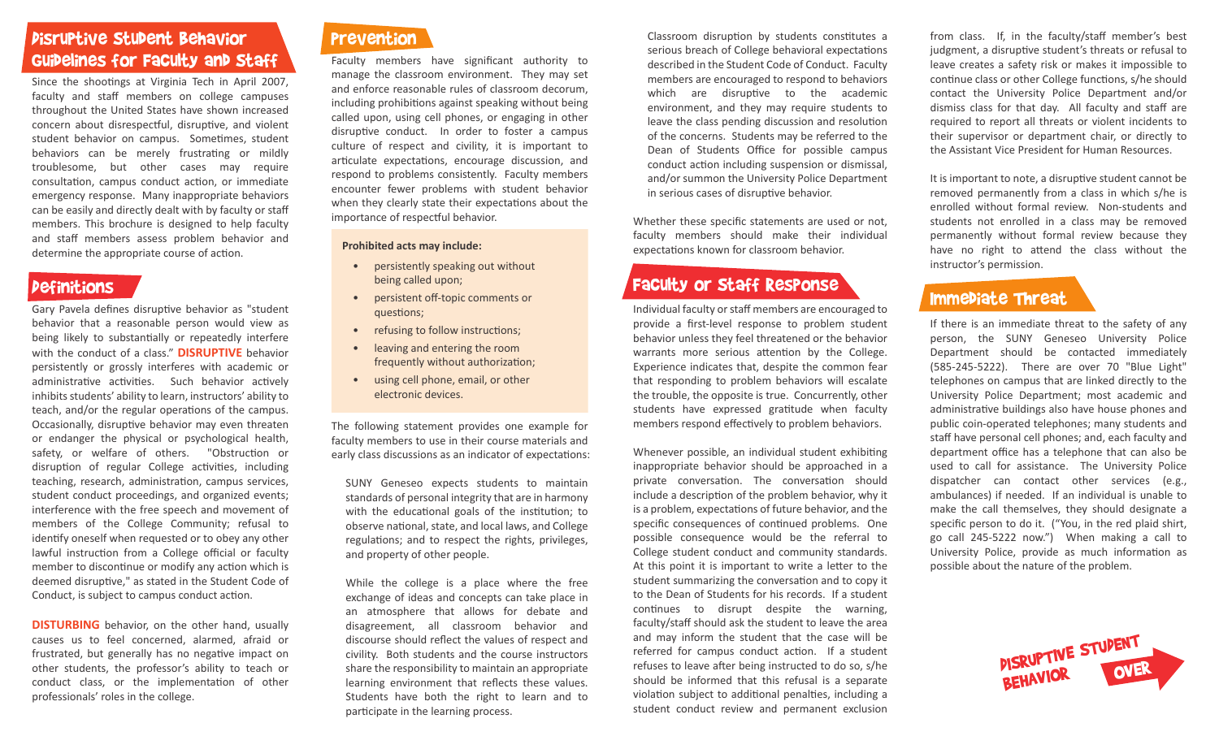## Disruptive Student Behavior Guidelines for Faculty and Staff

Since the shootings at Virginia Tech in April 2007, faculty and staff members on college campuses throughout the United States have shown increased concern about disrespectful, disruptive, and violent student behavior on campus. Sometimes, student behaviors can be merely frustrating or mildly troublesome, but other cases may require consultation, campus conduct action, or immediate emergency response. Many inappropriate behaviors can be easily and directly dealt with by faculty or staff members. This brochure is designed to help faculty and staff members assess problem behavior and determine the appropriate course of action.

## Definitions

Gary Pavela defines disruptive behavior as "student behavior that a reasonable person would view as being likely to substantially or repeatedly interfere with the conduct of a class." **DISRUPTIVE** behavior persistently or grossly interferes with academic or administrative activities. Such behavior actively inhibits students' ability to learn, instructors' ability to teach, and/or the regular operations of the campus. Occasionally, disruptive behavior may even threaten or endanger the physical or psychological health, safety, or welfare of others. "Obstruction or disruption of regular College activities, including teaching, research, administration, campus services, student conduct proceedings, and organized events; interference with the free speech and movement of members of the College Community; refusal to identify oneself when requested or to obey any other lawful instruction from a College official or faculty member to discontinue or modify any action which is deemed disruptive," as stated in the Student Code of Conduct, is subject to campus conduct action.

**DISTURBING** behavior, on the other hand, usually causes us to feel concerned, alarmed, afraid or frustrated, but generally has no negative impact on other students, the professor's ability to teach or conduct class, or the implementation of other professionals' roles in the college.

## Prevention

Faculty members have significant authority to manage the classroom environment. They may set and enforce reasonable rules of classroom decorum, including prohibitions against speaking without being called upon, using cell phones, or engaging in other disruptive conduct. In order to foster a campus culture of respect and civility, it is important to articulate expectations, encourage discussion, and respond to problems consistently. Faculty members encounter fewer problems with student behavior when they clearly state their expectations about the importance of respectful behavior.

**Prohibited acts may include:**

- persistently speaking out without being called upon;
- persistent off-topic comments or questions;
- refusing to follow instructions;
- leaving and entering the room frequently without authorization;
- using cell phone, email, or other electronic devices.

The following statement provides one example for faculty members to use in their course materials and early class discussions as an indicator of expectations:

> SUNY Geneseo expects students to maintain standards of personal integrity that are in harmony with the educational goals of the institution; to observe national, state, and local laws, and College regulations; and to respect the rights, privileges, and property of other people.
>
> While the college is a place where the free exchange of ideas and concepts can take place in an atmosphere that allows for debate and disagreement, all classroom behavior and discourse should reflect the values of respect and civility. Both students and the course instructors share the responsibility to maintain an appropriate learning environment that reflects these values. Students have both the right to learn and to participate in the learning process.
>
> Classroom disruption by students constitutes a serious breach of College behavioral expectations described in the Student Code of Conduct. Faculty members are encouraged to respond to behaviors which are disruptive to the academic environment, and they may require students to leave the class pending discussion and resolution of the concerns. Students may be referred to the Dean of Students Office for possible campus conduct action including suspension or dismissal, and/or summon the University Police Department in serious cases of disruptive behavior.

Whether these specific statements are used or not, faculty members should make their individual expectations known for classroom behavior.

## Faculty or Staff Response

Individual faculty or staff members are encouraged to provide a first-level response to problem student behavior unless they feel threatened or the behavior warrants more serious attention by the College. Experience indicates that, despite the common fear that responding to problem behaviors will escalate the trouble, the opposite is true. Concurrently, other students have expressed gratitude when faculty members respond effectively to problem behaviors.

Whenever possible, an individual student exhibiting inappropriate behavior should be approached in a private conversation. The conversation should include a description of the problem behavior, why it is a problem, expectations of future behavior, and the specific consequences of continued problems. One possible consequence would be the referral to College student conduct and community standards. At this point it is important to write a letter to the student summarizing the conversation and to copy it to the Dean of Students for his records. If a student continues to disrupt despite the warning, faculty/staff should ask the student to leave the area and may inform the student that the case will be referred for campus conduct action. If a student refuses to leave after being instructed to do so, s/he should be informed that this refusal is a separate violation subject to additional penalties, including a student conduct review and permanent exclusion from class. If, in the faculty/staff member's best judgment, a disruptive student's threats or refusal to leave creates a safety risk or makes it impossible to continue class or other College functions, s/he should contact the University Police Department and/or dismiss class for that day. All faculty and staff are required to report all threats or violent incidents to their supervisor or department chair, or directly to the Assistant Vice President for Human Resources.

It is important to note, a disruptive student cannot be removed permanently from a class in which s/he is enrolled without formal review. Non-students and students not enrolled in a class may be removed permanently without formal review because they have no right to attend the class without the instructor's permission.

## Immediate Threat

If there is an immediate threat to the safety of any person, the SUNY Geneseo University Police Department should be contacted immediately (585-245-5222). There are over 70 "Blue Light" telephones on campus that are linked directly to the University Police Department; most academic and administrative buildings also have house phones and public coin-operated telephones; many students and staff have personal cell phones; and, each faculty and department office has a telephone that can also be used to call for assistance. The University Police dispatcher can contact other services (e.g., ambulances) if needed. If an individual is unable to make the call themselves, they should designate a specific person to do it. ("You, in the red plaid shirt, go call 245-5222 now.") When making a call to University Police, provide as much information as possible about the nature of the problem.

DISRUPTIVE STUDENT BEHAVIOR

OVER